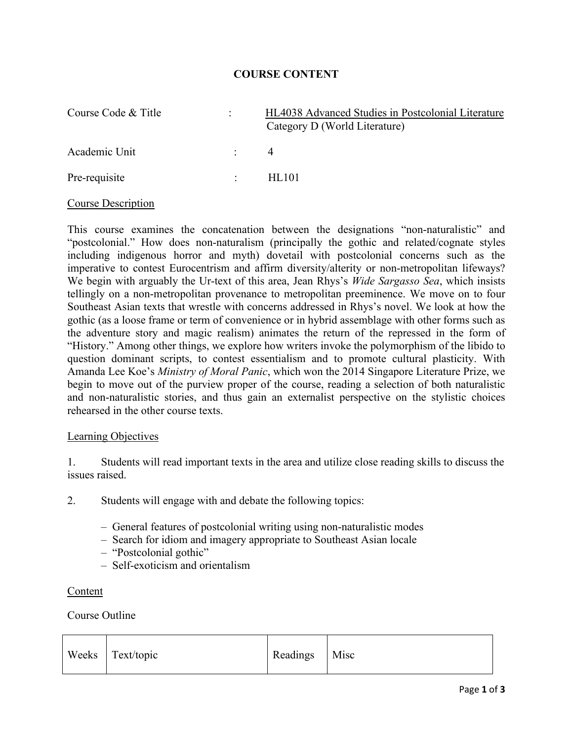# COURSE CONTENT

| | | |
|---|---|---|
| Course Code & Title | : | HL4038 Advanced Studies in Postcolonial Literature<br>Category D (World Literature) |
| Academic Unit | : | 4 |
| Pre-requisite | : | HL101 |

## Course Description

This course examines the concatenation between the designations "non-naturalistic" and "postcolonial." How does non-naturalism (principally the gothic and related/cognate styles including indigenous horror and myth) dovetail with postcolonial concerns such as the imperative to contest Eurocentrism and affirm diversity/alterity or non-metropolitan lifeways? We begin with arguably the Ur-text of this area, Jean Rhys's *Wide Sargasso Sea*, which insists tellingly on a non-metropolitan provenance to metropolitan preeminence. We move on to four Southeast Asian texts that wrestle with concerns addressed in Rhys's novel. We look at how the gothic (as a loose frame or term of convenience or in hybrid assemblage with other forms such as the adventure story and magic realism) animates the return of the repressed in the form of "History." Among other things, we explore how writers invoke the polymorphism of the libido to question dominant scripts, to contest essentialism and to promote cultural plasticity. With Amanda Lee Koe's *Ministry of Moral Panic*, which won the 2014 Singapore Literature Prize, we begin to move out of the purview proper of the course, reading a selection of both naturalistic and non-naturalistic stories, and thus gain an externalist perspective on the stylistic choices rehearsed in the other course texts.

## Learning Objectives

1. Students will read important texts in the area and utilize close reading skills to discuss the issues raised.

2. Students will engage with and debate the following topics:

   – General features of postcolonial writing using non-naturalistic modes
   – Search for idiom and imagery appropriate to Southeast Asian locale
   – "Postcolonial gothic"
   – Self-exoticism and orientalism

## Content

Course Outline

| Weeks | Text/topic | Readings | Misc |
|---|---|---|---|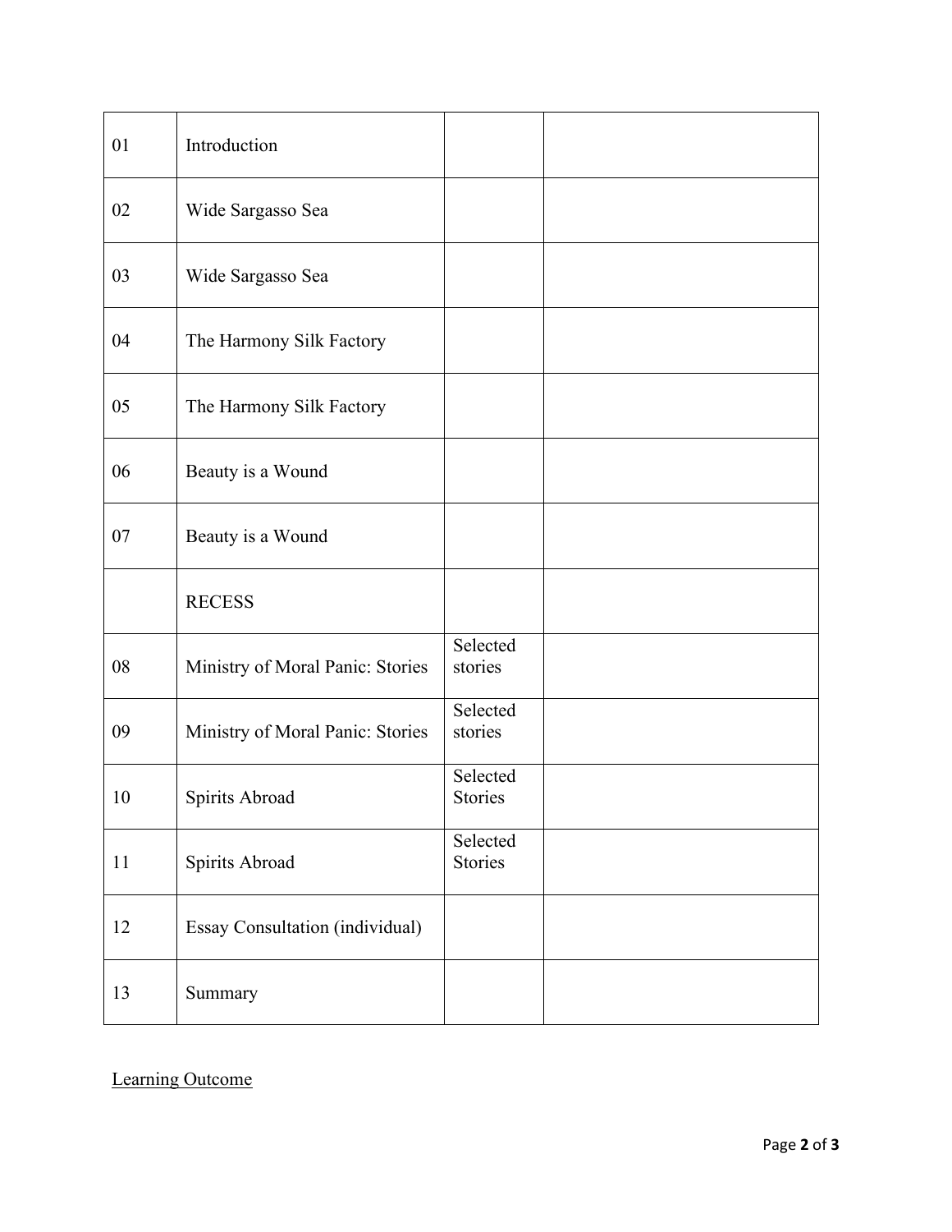| | | | |
|---|---|---|---|
| 01 | Introduction | | |
| 02 | Wide Sargasso Sea | | |
| 03 | Wide Sargasso Sea | | |
| 04 | The Harmony Silk Factory | | |
| 05 | The Harmony Silk Factory | | |
| 06 | Beauty is a Wound | | |
| 07 | Beauty is a Wound | | |
| | RECESS | | |
| 08 | Ministry of Moral Panic: Stories | Selected stories | |
| 09 | Ministry of Moral Panic: Stories | Selected stories | |
| 10 | Spirits Abroad | Selected Stories | |
| 11 | Spirits Abroad | Selected Stories | |
| 12 | Essay Consultation (individual) | | |
| 13 | Summary | | |

Learning Outcome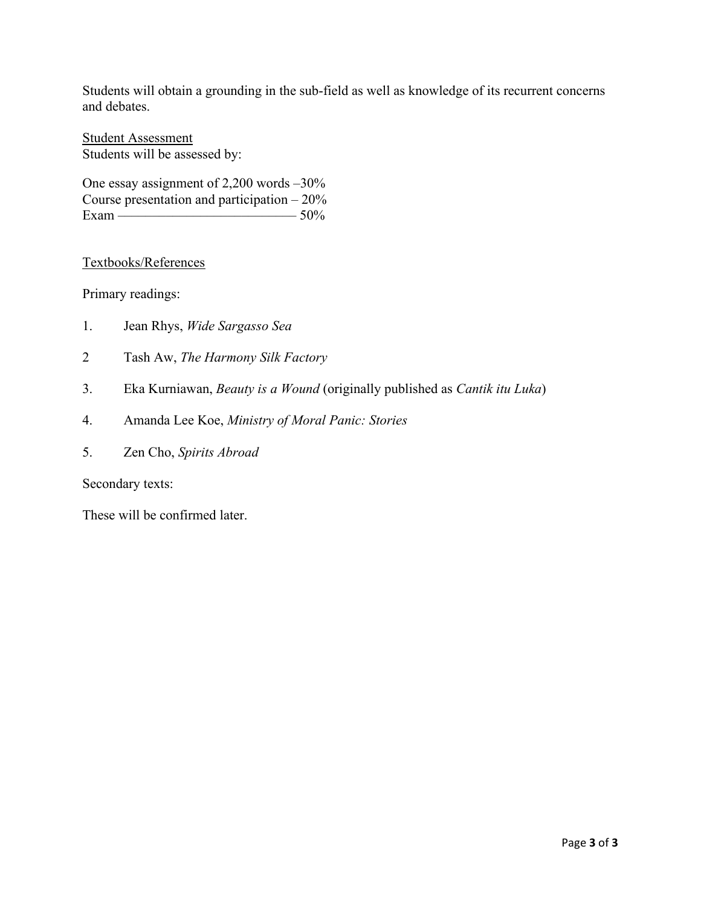Students will obtain a grounding in the sub-field as well as knowledge of its recurrent concerns and debates.

Student Assessment

Students will be assessed by:

One essay assignment of 2,200 words –30%
Course presentation and participation – 20%
Exam ————————————— 50%

Textbooks/References

Primary readings:

1. Jean Rhys, *Wide Sargasso Sea*
2. Tash Aw, *The Harmony Silk Factory*
3. Eka Kurniawan, *Beauty is a Wound* (originally published as *Cantik itu Luka*)
4. Amanda Lee Koe, *Ministry of Moral Panic: Stories*
5. Zen Cho, *Spirits Abroad*

Secondary texts:

These will be confirmed later.